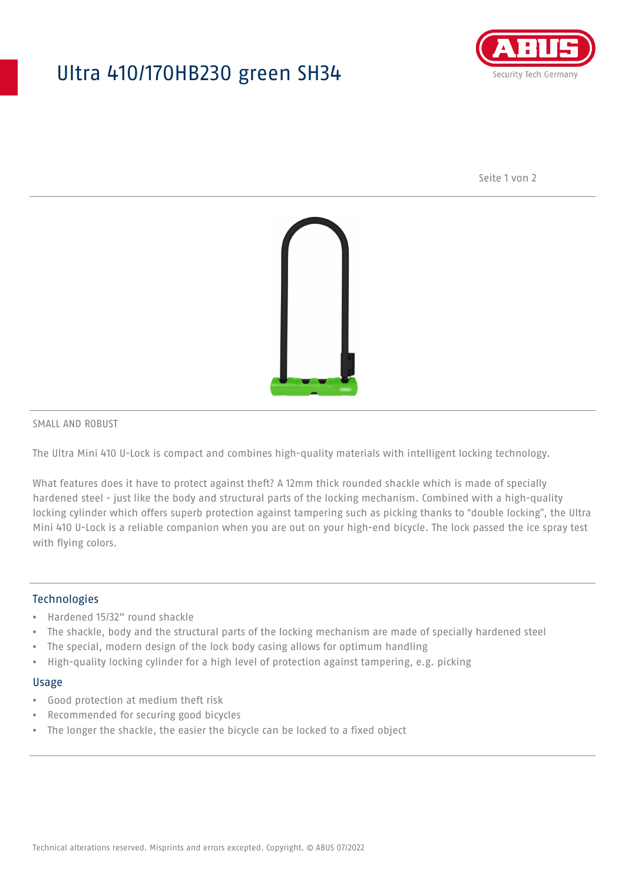# Ultra 410/170HB230 green SH34

SMALL AND ROBUST

The Ultra Mini 410 U-Lock is compact and combines high-quality materials with intelligent locking technology.

What features does it have to protect against theft? A 12mm thick rounded shackle which is made of specially hardened steel - just like the body and structural parts of the locking mechanism. Combined with a high-quality locking cylinder which offers superb protection against tampering such as picking thanks to "double locking", the Ultra Mini 410 U-Lock is a reliable companion when you are out on your high-end bicycle. The lock passed the ice spray test with flying colors.

## Technologies

- Hardened 15/32" round shackle
- The shackle, body and the structural parts of the locking mechanism are made of specially hardened steel
- The special, modern design of the lock body casing allows for optimum handling
- High-quality locking cylinder for a high level of protection against tampering, e.g. picking

## Usage

- Good protection at medium theft risk
- Recommended for securing good bicycles
- The longer the shackle, the easier the bicycle can be locked to a fixed object

Technical alterations reserved. Misprints and errors excepted. Copyright. © ABUS 07/2022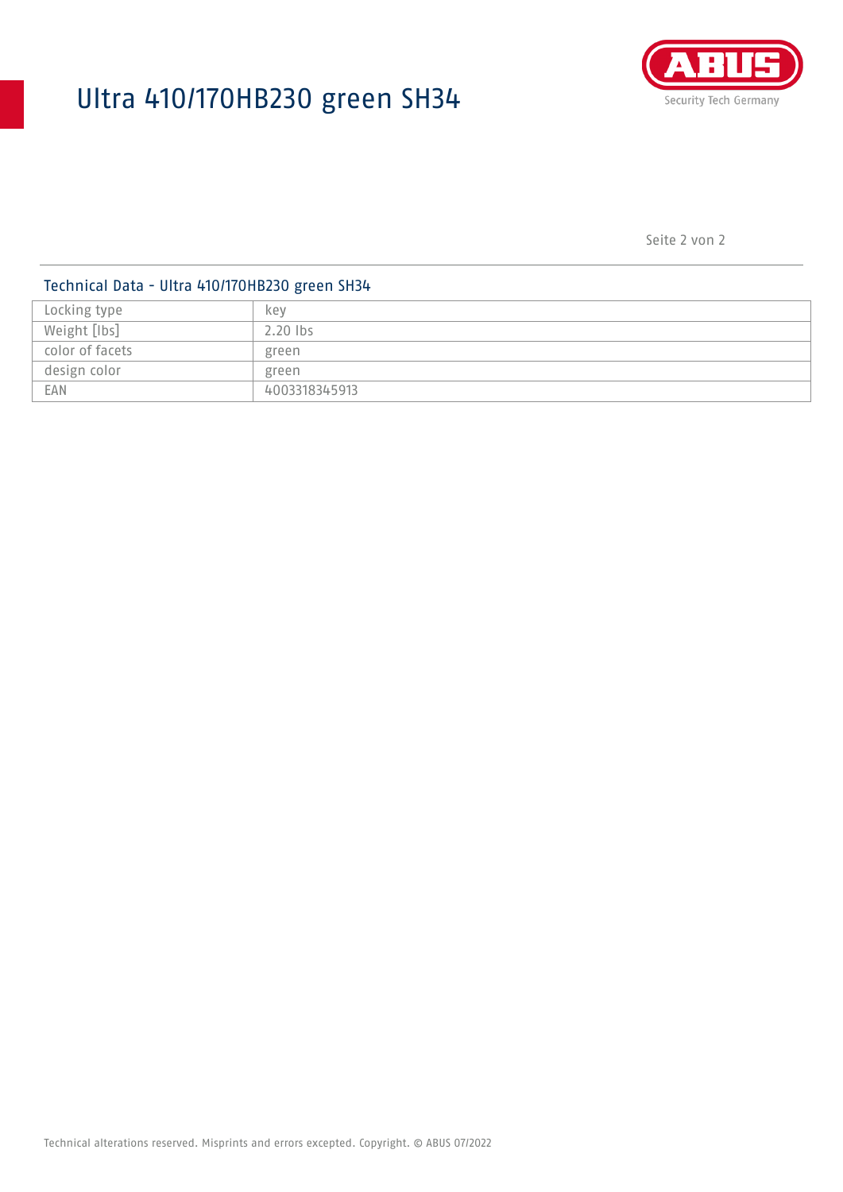# Ultra 410/170HB230 green SH34

## Technical Data - Ultra 410/170HB230 green SH34

| | |
|---|---|
| Locking type | key |
| Weight [lbs] | 2.20 lbs |
| color of facets | green |
| design color | green |
| EAN | 4003318345913 |

Technical alterations reserved. Misprints and errors excepted. Copyright. © ABUS 07/2022